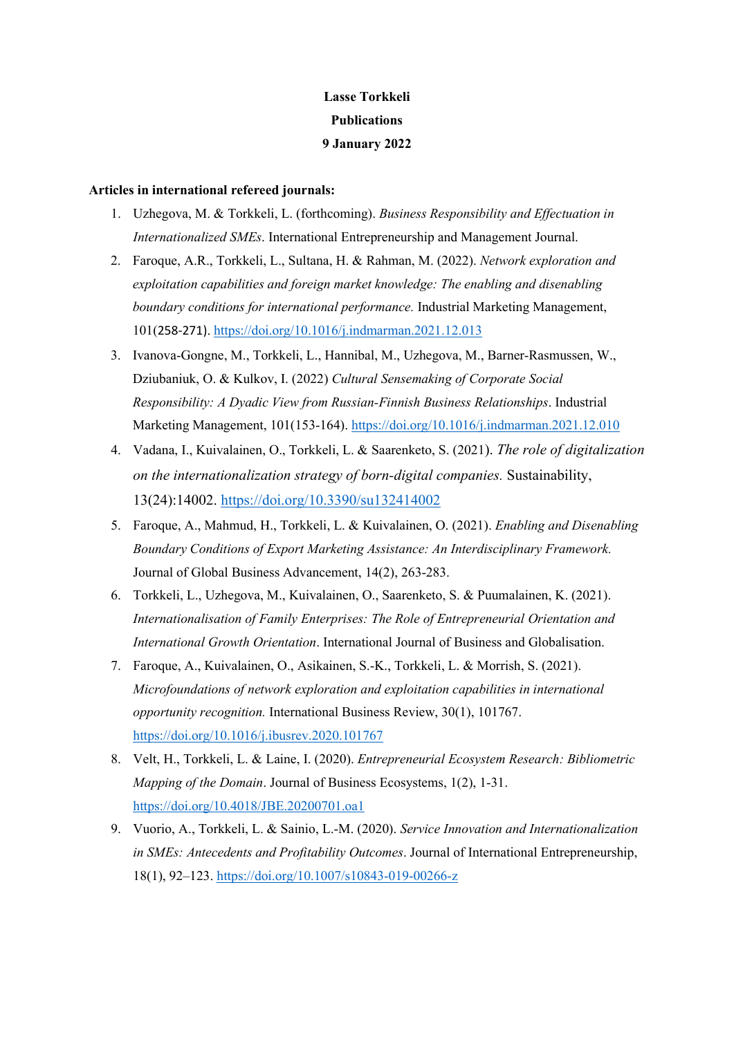**Lasse Torkkeli**

**Publications**

**9 January 2022**

**Articles in international refereed journals:**

1. Uzhegova, M. & Torkkeli, L. (forthcoming). *Business Responsibility and Effectuation in Internationalized SMEs*. International Entrepreneurship and Management Journal.
2. Faroque, A.R., Torkkeli, L., Sultana, H. & Rahman, M. (2022). *Network exploration and exploitation capabilities and foreign market knowledge: The enabling and disenabling boundary conditions for international performance.* Industrial Marketing Management, 101(258-271). https://doi.org/10.1016/j.indmarman.2021.12.013
3. Ivanova-Gongne, M., Torkkeli, L., Hannibal, M., Uzhegova, M., Barner-Rasmussen, W., Dziubaniuk, O. & Kulkov, I. (2022) *Cultural Sensemaking of Corporate Social Responsibility: A Dyadic View from Russian-Finnish Business Relationships*. Industrial Marketing Management, 101(153-164). https://doi.org/10.1016/j.indmarman.2021.12.010
4. Vadana, I., Kuivalainen, O., Torkkeli, L. & Saarenketo, S. (2021). *The role of digitalization on the internationalization strategy of born-digital companies.* Sustainability, 13(24):14002. https://doi.org/10.3390/su132414002
5. Faroque, A., Mahmud, H., Torkkeli, L. & Kuivalainen, O. (2021). *Enabling and Disenabling Boundary Conditions of Export Marketing Assistance: An Interdisciplinary Framework.* Journal of Global Business Advancement, 14(2), 263-283.
6. Torkkeli, L., Uzhegova, M., Kuivalainen, O., Saarenketo, S. & Puumalainen, K. (2021). *Internationalisation of Family Enterprises: The Role of Entrepreneurial Orientation and International Growth Orientation*. International Journal of Business and Globalisation.
7. Faroque, A., Kuivalainen, O., Asikainen, S.-K., Torkkeli, L. & Morrish, S. (2021). *Microfoundations of network exploration and exploitation capabilities in international opportunity recognition.* International Business Review, 30(1), 101767. https://doi.org/10.1016/j.ibusrev.2020.101767
8. Velt, H., Torkkeli, L. & Laine, I. (2020). *Entrepreneurial Ecosystem Research: Bibliometric Mapping of the Domain*. Journal of Business Ecosystems, 1(2), 1-31. https://doi.org/10.4018/JBE.20200701.oa1
9. Vuorio, A., Torkkeli, L. & Sainio, L.-M. (2020). *Service Innovation and Internationalization in SMEs: Antecedents and Profitability Outcomes*. Journal of International Entrepreneurship, 18(1), 92–123. https://doi.org/10.1007/s10843-019-00266-z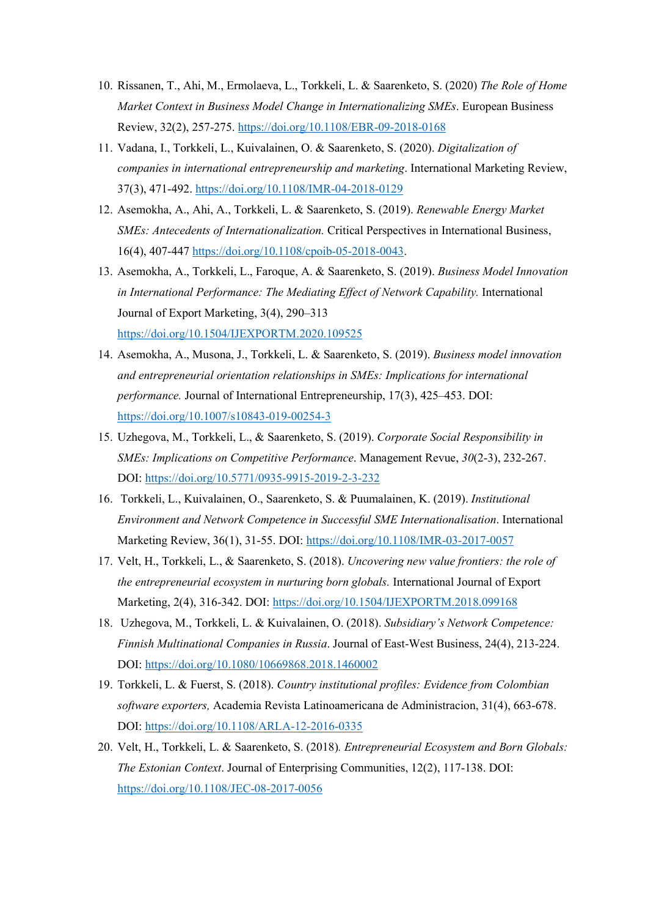10. Rissanen, T., Ahi, M., Ermolaeva, L., Torkkeli, L. & Saarenketo, S. (2020) *The Role of Home Market Context in Business Model Change in Internationalizing SMEs*. European Business Review, 32(2), 257-275. https://doi.org/10.1108/EBR-09-2018-0168
11. Vadana, I., Torkkeli, L., Kuivalainen, O. & Saarenketo, S. (2020). *Digitalization of companies in international entrepreneurship and marketing*. International Marketing Review, 37(3), 471-492. https://doi.org/10.1108/IMR-04-2018-0129
12. Asemokha, A., Ahi, A., Torkkeli, L. & Saarenketo, S. (2019). *Renewable Energy Market SMEs: Antecedents of Internationalization.* Critical Perspectives in International Business, 16(4), 407-447 https://doi.org/10.1108/cpoib-05-2018-0043.
13. Asemokha, A., Torkkeli, L., Faroque, A. & Saarenketo, S. (2019). *Business Model Innovation in International Performance: The Mediating Effect of Network Capability.* International Journal of Export Marketing, 3(4), 290–313 https://doi.org/10.1504/IJEXPORTM.2020.109525
14. Asemokha, A., Musona, J., Torkkeli, L. & Saarenketo, S. (2019). *Business model innovation and entrepreneurial orientation relationships in SMEs: Implications for international performance.* Journal of International Entrepreneurship, 17(3), 425–453. DOI: https://doi.org/10.1007/s10843-019-00254-3
15. Uzhegova, M., Torkkeli, L., & Saarenketo, S. (2019). *Corporate Social Responsibility in SMEs: Implications on Competitive Performance*. Management Revue, *30*(2-3), 232-267. DOI: https://doi.org/10.5771/0935-9915-2019-2-3-232
16. Torkkeli, L., Kuivalainen, O., Saarenketo, S. & Puumalainen, K. (2019). *Institutional Environment and Network Competence in Successful SME Internationalisation*. International Marketing Review, 36(1), 31-55. DOI: https://doi.org/10.1108/IMR-03-2017-0057
17. Velt, H., Torkkeli, L., & Saarenketo, S. (2018). *Uncovering new value frontiers: the role of the entrepreneurial ecosystem in nurturing born globals.* International Journal of Export Marketing, 2(4), 316-342. DOI: https://doi.org/10.1504/IJEXPORTM.2018.099168
18. Uzhegova, M., Torkkeli, L. & Kuivalainen, O. (2018). *Subsidiary's Network Competence: Finnish Multinational Companies in Russia*. Journal of East-West Business, 24(4), 213-224. DOI: https://doi.org/10.1080/10669868.2018.1460002
19. Torkkeli, L. & Fuerst, S. (2018). *Country institutional profiles: Evidence from Colombian software exporters,* Academia Revista Latinoamericana de Administracion, 31(4), 663-678. DOI: https://doi.org/10.1108/ARLA-12-2016-0335
20. Velt, H., Torkkeli, L. & Saarenketo, S. (2018)*. Entrepreneurial Ecosystem and Born Globals: The Estonian Context*. Journal of Enterprising Communities, 12(2), 117-138. DOI: https://doi.org/10.1108/JEC-08-2017-0056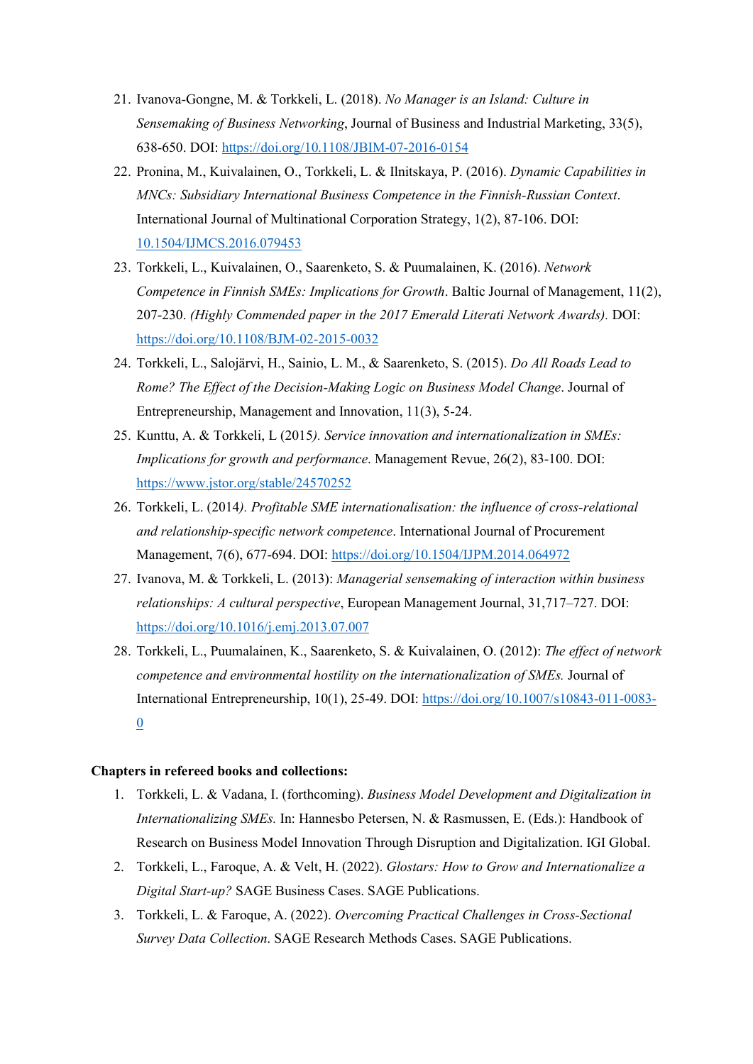21. Ivanova-Gongne, M. & Torkkeli, L. (2018). *No Manager is an Island: Culture in Sensemaking of Business Networking*, Journal of Business and Industrial Marketing, 33(5), 638-650. DOI: https://doi.org/10.1108/JBIM-07-2016-0154
22. Pronina, M., Kuivalainen, O., Torkkeli, L. & Ilnitskaya, P. (2016). *Dynamic Capabilities in MNCs: Subsidiary International Business Competence in the Finnish-Russian Context*. International Journal of Multinational Corporation Strategy, 1(2), 87-106. DOI: 10.1504/IJMCS.2016.079453
23. Torkkeli, L., Kuivalainen, O., Saarenketo, S. & Puumalainen, K. (2016). *Network Competence in Finnish SMEs: Implications for Growth*. Baltic Journal of Management, 11(2), 207-230. *(Highly Commended paper in the 2017 Emerald Literati Network Awards).* DOI: https://doi.org/10.1108/BJM-02-2015-0032
24. Torkkeli, L., Salojärvi, H., Sainio, L. M., & Saarenketo, S. (2015). *Do All Roads Lead to Rome? The Effect of the Decision-Making Logic on Business Model Change*. Journal of Entrepreneurship, Management and Innovation, 11(3), 5-24.
25. Kunttu, A. & Torkkeli, L (2015*). Service innovation and internationalization in SMEs: Implications for growth and performance*. Management Revue, 26(2), 83-100. DOI: https://www.jstor.org/stable/24570252
26. Torkkeli, L. (2014*). Profitable SME internationalisation: the influence of cross-relational and relationship-specific network competence*. International Journal of Procurement Management, 7(6), 677-694. DOI: https://doi.org/10.1504/IJPM.2014.064972
27. Ivanova, M. & Torkkeli, L. (2013): *Managerial sensemaking of interaction within business relationships: A cultural perspective*, European Management Journal, 31,717–727. DOI: https://doi.org/10.1016/j.emj.2013.07.007
28. Torkkeli, L., Puumalainen, K., Saarenketo, S. & Kuivalainen, O. (2012): *The effect of network competence and environmental hostility on the internationalization of SMEs.* Journal of International Entrepreneurship, 10(1), 25-49. DOI: https://doi.org/10.1007/s10843-011-0083-0

**Chapters in refereed books and collections:**

1. Torkkeli, L. & Vadana, I. (forthcoming). *Business Model Development and Digitalization in Internationalizing SMEs.* In: Hannesbo Petersen, N. & Rasmussen, E. (Eds.): Handbook of Research on Business Model Innovation Through Disruption and Digitalization. IGI Global.
2. Torkkeli, L., Faroque, A. & Velt, H. (2022). *Glostars: How to Grow and Internationalize a Digital Start-up?* SAGE Business Cases. SAGE Publications.
3. Torkkeli, L. & Faroque, A. (2022). *Overcoming Practical Challenges in Cross-Sectional Survey Data Collection*. SAGE Research Methods Cases. SAGE Publications.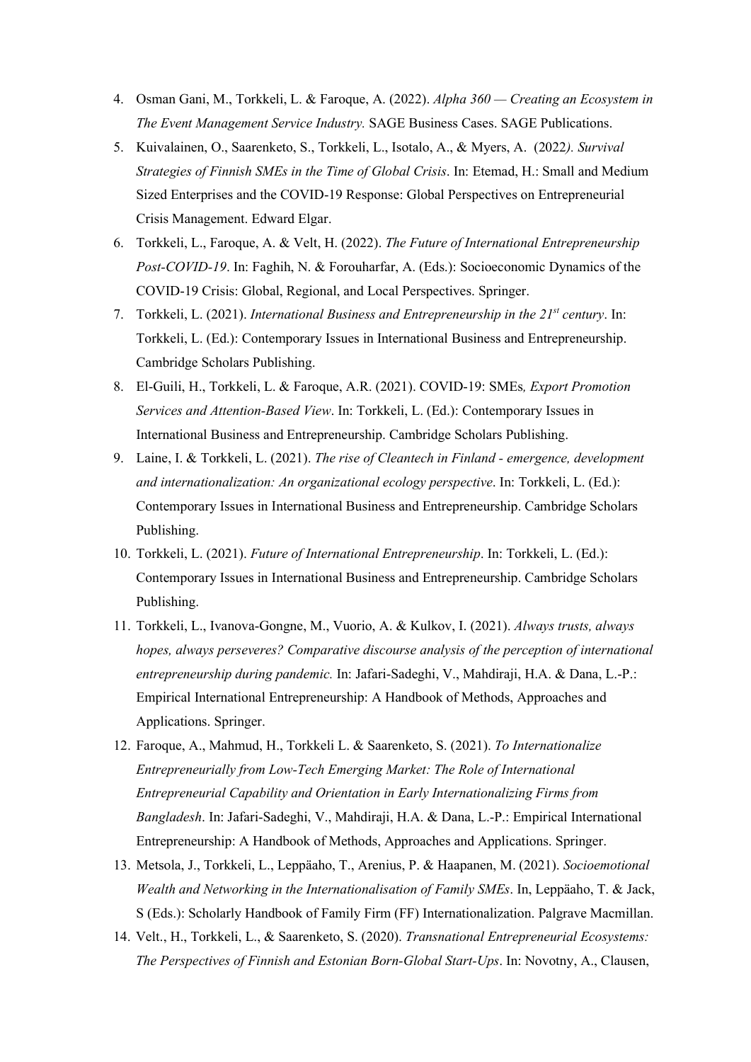4. Osman Gani, M., Torkkeli, L. & Faroque, A. (2022). *Alpha 360 — Creating an Ecosystem in The Event Management Service Industry.* SAGE Business Cases. SAGE Publications.
5. Kuivalainen, O., Saarenketo, S., Torkkeli, L., Isotalo, A., & Myers, A. (2022*). Survival Strategies of Finnish SMEs in the Time of Global Crisis*. In: Etemad, H.: Small and Medium Sized Enterprises and the COVID-19 Response: Global Perspectives on Entrepreneurial Crisis Management. Edward Elgar.
6. Torkkeli, L., Faroque, A. & Velt, H. (2022). *The Future of International Entrepreneurship Post-COVID-19*. In: Faghih, N. & Forouharfar, A. (Eds.): Socioeconomic Dynamics of the COVID-19 Crisis: Global, Regional, and Local Perspectives. Springer.
7. Torkkeli, L. (2021). *International Business and Entrepreneurship in the 21st century*. In: Torkkeli, L. (Ed.): Contemporary Issues in International Business and Entrepreneurship. Cambridge Scholars Publishing.
8. El-Guili, H., Torkkeli, L. & Faroque, A.R. (2021). COVID-19: SMEs*, Export Promotion Services and Attention-Based View*. In: Torkkeli, L. (Ed.): Contemporary Issues in International Business and Entrepreneurship. Cambridge Scholars Publishing.
9. Laine, I. & Torkkeli, L. (2021). *The rise of Cleantech in Finland - emergence, development and internationalization: An organizational ecology perspective*. In: Torkkeli, L. (Ed.): Contemporary Issues in International Business and Entrepreneurship. Cambridge Scholars Publishing.
10. Torkkeli, L. (2021). *Future of International Entrepreneurship*. In: Torkkeli, L. (Ed.): Contemporary Issues in International Business and Entrepreneurship. Cambridge Scholars Publishing.
11. Torkkeli, L., Ivanova-Gongne, M., Vuorio, A. & Kulkov, I. (2021). *Always trusts, always hopes, always perseveres? Comparative discourse analysis of the perception of international entrepreneurship during pandemic.* In: Jafari-Sadeghi, V., Mahdiraji, H.A. & Dana, L.-P.: Empirical International Entrepreneurship: A Handbook of Methods, Approaches and Applications. Springer.
12. Faroque, A., Mahmud, H., Torkkeli L. & Saarenketo, S. (2021). *To Internationalize Entrepreneurially from Low-Tech Emerging Market: The Role of International Entrepreneurial Capability and Orientation in Early Internationalizing Firms from Bangladesh*. In: Jafari-Sadeghi, V., Mahdiraji, H.A. & Dana, L.-P.: Empirical International Entrepreneurship: A Handbook of Methods, Approaches and Applications. Springer.
13. Metsola, J., Torkkeli, L., Leppäaho, T., Arenius, P. & Haapanen, M. (2021). *Socioemotional Wealth and Networking in the Internationalisation of Family SMEs*. In, Leppäaho, T. & Jack, S (Eds.): Scholarly Handbook of Family Firm (FF) Internationalization. Palgrave Macmillan.
14. Velt., H., Torkkeli, L., & Saarenketo, S. (2020). *Transnational Entrepreneurial Ecosystems: The Perspectives of Finnish and Estonian Born-Global Start-Ups*. In: Novotny, A., Clausen,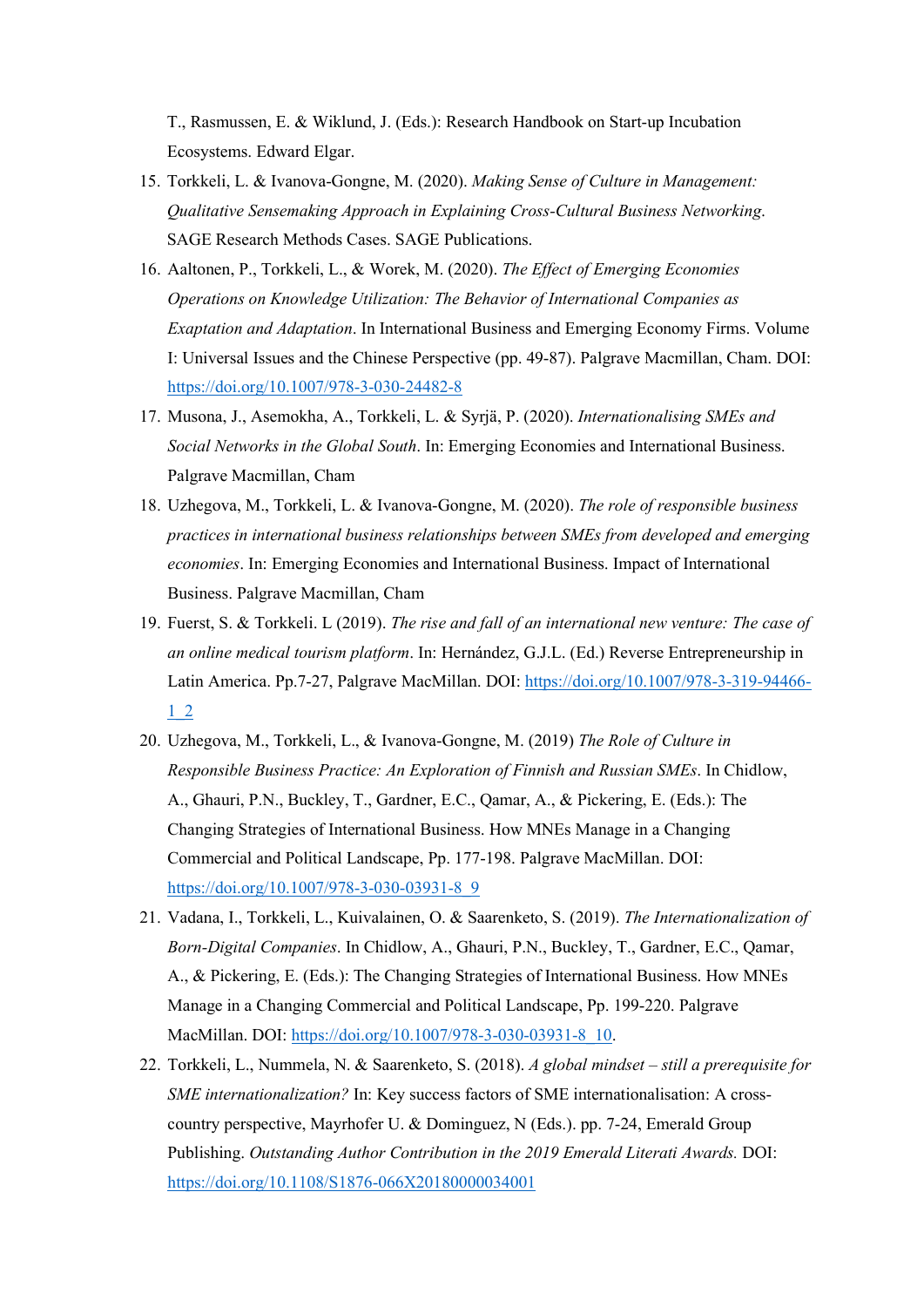T., Rasmussen, E. & Wiklund, J. (Eds.): Research Handbook on Start-up Incubation Ecosystems. Edward Elgar.

15. Torkkeli, L. & Ivanova-Gongne, M. (2020). *Making Sense of Culture in Management: Qualitative Sensemaking Approach in Explaining Cross-Cultural Business Networking*. SAGE Research Methods Cases. SAGE Publications.
16. Aaltonen, P., Torkkeli, L., & Worek, M. (2020). *The Effect of Emerging Economies Operations on Knowledge Utilization: The Behavior of International Companies as Exaptation and Adaptation*. In International Business and Emerging Economy Firms. Volume I: Universal Issues and the Chinese Perspective (pp. 49-87). Palgrave Macmillan, Cham. DOI: https://doi.org/10.1007/978-3-030-24482-8
17. Musona, J., Asemokha, A., Torkkeli, L. & Syrjä, P. (2020). *Internationalising SMEs and Social Networks in the Global South*. In: Emerging Economies and International Business. Palgrave Macmillan, Cham
18. Uzhegova, M., Torkkeli, L. & Ivanova-Gongne, M. (2020). *The role of responsible business practices in international business relationships between SMEs from developed and emerging economies*. In: Emerging Economies and International Business. Impact of International Business. Palgrave Macmillan, Cham
19. Fuerst, S. & Torkkeli. L (2019). *The rise and fall of an international new venture: The case of an online medical tourism platform*. In: Hernández, G.J.L. (Ed.) Reverse Entrepreneurship in Latin America. Pp.7-27, Palgrave MacMillan. DOI: https://doi.org/10.1007/978-3-319-94466-1_2
20. Uzhegova, M., Torkkeli, L., & Ivanova-Gongne, M. (2019) *The Role of Culture in Responsible Business Practice: An Exploration of Finnish and Russian SMEs*. In Chidlow, A., Ghauri, P.N., Buckley, T., Gardner, E.C., Qamar, A., & Pickering, E. (Eds.): The Changing Strategies of International Business. How MNEs Manage in a Changing Commercial and Political Landscape, Pp. 177-198. Palgrave MacMillan. DOI: https://doi.org/10.1007/978-3-030-03931-8_9
21. Vadana, I., Torkkeli, L., Kuivalainen, O. & Saarenketo, S. (2019). *The Internationalization of Born-Digital Companies*. In Chidlow, A., Ghauri, P.N., Buckley, T., Gardner, E.C., Qamar, A., & Pickering, E. (Eds.): The Changing Strategies of International Business. How MNEs Manage in a Changing Commercial and Political Landscape, Pp. 199-220. Palgrave MacMillan. DOI: https://doi.org/10.1007/978-3-030-03931-8_10.
22. Torkkeli, L., Nummela, N. & Saarenketo, S. (2018). *A global mindset – still a prerequisite for SME internationalization?* In: Key success factors of SME internationalisation: A cross-country perspective, Mayrhofer U. & Dominguez, N (Eds.). pp. 7-24, Emerald Group Publishing. *Outstanding Author Contribution in the 2019 Emerald Literati Awards.* DOI: https://doi.org/10.1108/S1876-066X20180000034001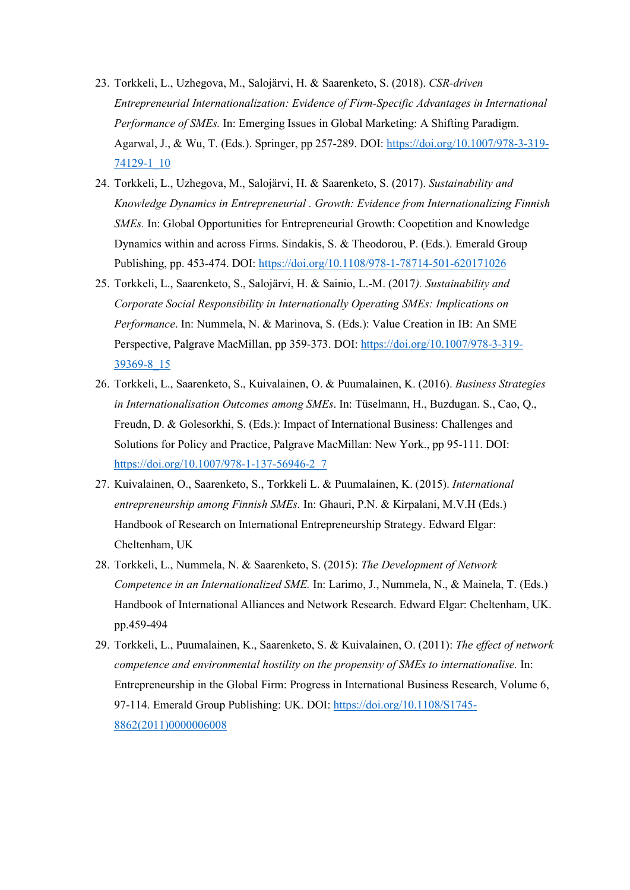23. Torkkeli, L., Uzhegova, M., Salojärvi, H. & Saarenketo, S. (2018). *CSR-driven Entrepreneurial Internationalization: Evidence of Firm-Specific Advantages in International Performance of SMEs.* In: Emerging Issues in Global Marketing: A Shifting Paradigm. Agarwal, J., & Wu, T. (Eds.). Springer, pp 257-289. DOI: https://doi.org/10.1007/978-3-319-74129-1_10
24. Torkkeli, L., Uzhegova, M., Salojärvi, H. & Saarenketo, S. (2017). *Sustainability and Knowledge Dynamics in Entrepreneurial . Growth: Evidence from Internationalizing Finnish SMEs.* In: Global Opportunities for Entrepreneurial Growth: Coopetition and Knowledge Dynamics within and across Firms. Sindakis, S. & Theodorou, P. (Eds.). Emerald Group Publishing, pp. 453-474. DOI: https://doi.org/10.1108/978-1-78714-501-620171026
25. Torkkeli, L., Saarenketo, S., Salojärvi, H. & Sainio, L.-M. (2017*). Sustainability and Corporate Social Responsibility in Internationally Operating SMEs: Implications on Performance*. In: Nummela, N. & Marinova, S. (Eds.): Value Creation in IB: An SME Perspective, Palgrave MacMillan, pp 359-373. DOI: https://doi.org/10.1007/978-3-319-39369-8_15
26. Torkkeli, L., Saarenketo, S., Kuivalainen, O. & Puumalainen, K. (2016). *Business Strategies in Internationalisation Outcomes among SMEs*. In: Tüselmann, H., Buzdugan. S., Cao, Q., Freudn, D. & Golesorkhi, S. (Eds.): Impact of International Business: Challenges and Solutions for Policy and Practice, Palgrave MacMillan: New York., pp 95-111. DOI: https://doi.org/10.1007/978-1-137-56946-2_7
27. Kuivalainen, O., Saarenketo, S., Torkkeli L. & Puumalainen, K. (2015). *International entrepreneurship among Finnish SMEs.* In: Ghauri, P.N. & Kirpalani, M.V.H (Eds.) Handbook of Research on International Entrepreneurship Strategy. Edward Elgar: Cheltenham, UK
28. Torkkeli, L., Nummela, N. & Saarenketo, S. (2015): *The Development of Network Competence in an Internationalized SME.* In: Larimo, J., Nummela, N., & Mainela, T. (Eds.) Handbook of International Alliances and Network Research. Edward Elgar: Cheltenham, UK. pp.459-494
29. Torkkeli, L., Puumalainen, K., Saarenketo, S. & Kuivalainen, O. (2011): *The effect of network competence and environmental hostility on the propensity of SMEs to internationalise.* In: Entrepreneurship in the Global Firm: Progress in International Business Research, Volume 6, 97-114. Emerald Group Publishing: UK. DOI: https://doi.org/10.1108/S1745-8862(2011)0000006008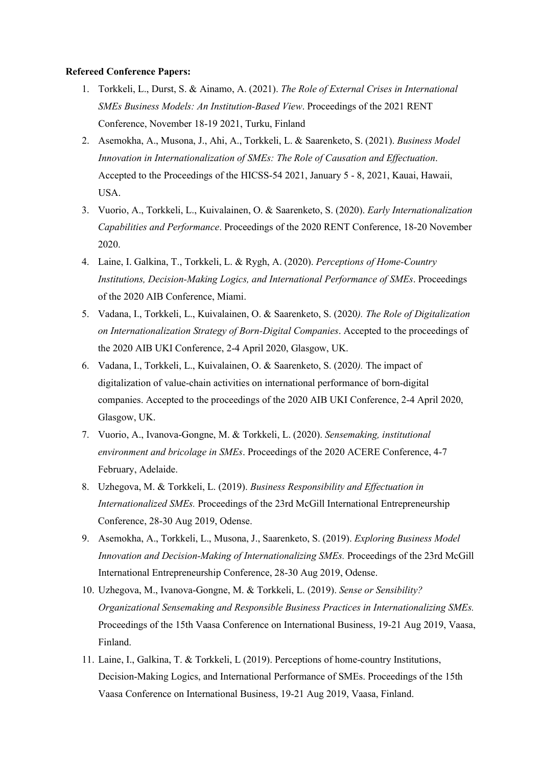**Refereed Conference Papers:**

1. Torkkeli, L., Durst, S. & Ainamo, A. (2021). *The Role of External Crises in International SMEs Business Models: An Institution-Based View*. Proceedings of the 2021 RENT Conference, November 18-19 2021, Turku, Finland
2. Asemokha, A., Musona, J., Ahi, A., Torkkeli, L. & Saarenketo, S. (2021). *Business Model Innovation in Internationalization of SMEs: The Role of Causation and Effectuation*. Accepted to the Proceedings of the HICSS-54 2021, January 5 - 8, 2021, Kauai, Hawaii, USA.
3. Vuorio, A., Torkkeli, L., Kuivalainen, O. & Saarenketo, S. (2020). *Early Internationalization Capabilities and Performance*. Proceedings of the 2020 RENT Conference, 18-20 November 2020.
4. Laine, I. Galkina, T., Torkkeli, L. & Rygh, A. (2020). *Perceptions of Home-Country Institutions, Decision-Making Logics, and International Performance of SMEs*. Proceedings of the 2020 AIB Conference, Miami.
5. Vadana, I., Torkkeli, L., Kuivalainen, O. & Saarenketo, S. (2020*). The Role of Digitalization on Internationalization Strategy of Born-Digital Companies*. Accepted to the proceedings of the 2020 AIB UKI Conference, 2-4 April 2020, Glasgow, UK.
6. Vadana, I., Torkkeli, L., Kuivalainen, O. & Saarenketo, S. (2020*).* The impact of digitalization of value-chain activities on international performance of born-digital companies. Accepted to the proceedings of the 2020 AIB UKI Conference, 2-4 April 2020, Glasgow, UK.
7. Vuorio, A., Ivanova-Gongne, M. & Torkkeli, L. (2020). *Sensemaking, institutional environment and bricolage in SMEs*. Proceedings of the 2020 ACERE Conference, 4-7 February, Adelaide.
8. Uzhegova, M. & Torkkeli, L. (2019). *Business Responsibility and Effectuation in Internationalized SMEs.* Proceedings of the 23rd McGill International Entrepreneurship Conference, 28-30 Aug 2019, Odense.
9. Asemokha, A., Torkkeli, L., Musona, J., Saarenketo, S. (2019). *Exploring Business Model Innovation and Decision-Making of Internationalizing SMEs.* Proceedings of the 23rd McGill International Entrepreneurship Conference, 28-30 Aug 2019, Odense.
10. Uzhegova, M., Ivanova-Gongne, M. & Torkkeli, L. (2019). *Sense or Sensibility? Organizational Sensemaking and Responsible Business Practices in Internationalizing SMEs.* Proceedings of the 15th Vaasa Conference on International Business, 19-21 Aug 2019, Vaasa, Finland.
11. Laine, I., Galkina, T. & Torkkeli, L (2019). Perceptions of home-country Institutions, Decision-Making Logics, and International Performance of SMEs. Proceedings of the 15th Vaasa Conference on International Business, 19-21 Aug 2019, Vaasa, Finland.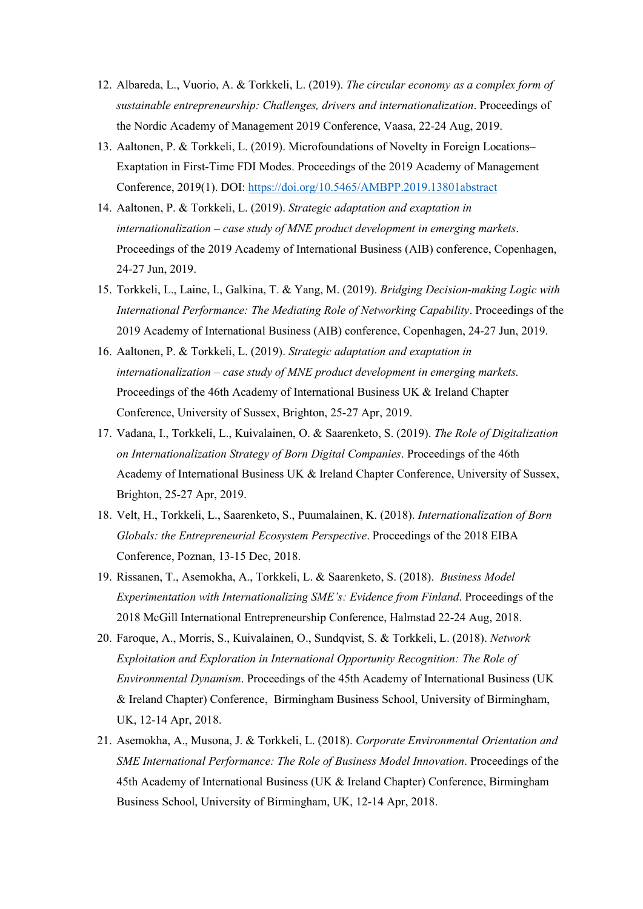12. Albareda, L., Vuorio, A. & Torkkeli, L. (2019). *The circular economy as a complex form of sustainable entrepreneurship: Challenges, drivers and internationalization*. Proceedings of the Nordic Academy of Management 2019 Conference, Vaasa, 22-24 Aug, 2019.
13. Aaltonen, P. & Torkkeli, L. (2019). Microfoundations of Novelty in Foreign Locations–Exaptation in First-Time FDI Modes. Proceedings of the 2019 Academy of Management Conference, 2019(1). DOI: https://doi.org/10.5465/AMBPP.2019.13801abstract
14. Aaltonen, P. & Torkkeli, L. (2019). *Strategic adaptation and exaptation in internationalization – case study of MNE product development in emerging markets*. Proceedings of the 2019 Academy of International Business (AIB) conference, Copenhagen, 24-27 Jun, 2019.
15. Torkkeli, L., Laine, I., Galkina, T. & Yang, M. (2019). *Bridging Decision-making Logic with International Performance: The Mediating Role of Networking Capability*. Proceedings of the 2019 Academy of International Business (AIB) conference, Copenhagen, 24-27 Jun, 2019.
16. Aaltonen, P. & Torkkeli, L. (2019). *Strategic adaptation and exaptation in internationalization – case study of MNE product development in emerging markets.* Proceedings of the 46th Academy of International Business UK & Ireland Chapter Conference, University of Sussex, Brighton, 25-27 Apr, 2019.
17. Vadana, I., Torkkeli, L., Kuivalainen, O. & Saarenketo, S. (2019). *The Role of Digitalization on Internationalization Strategy of Born Digital Companies*. Proceedings of the 46th Academy of International Business UK & Ireland Chapter Conference, University of Sussex, Brighton, 25-27 Apr, 2019.
18. Velt, H., Torkkeli, L., Saarenketo, S., Puumalainen, K. (2018). *Internationalization of Born Globals: the Entrepreneurial Ecosystem Perspective*. Proceedings of the 2018 EIBA Conference, Poznan, 13-15 Dec, 2018.
19. Rissanen, T., Asemokha, A., Torkkeli, L. & Saarenketo, S. (2018). *Business Model Experimentation with Internationalizing SME's: Evidence from Finland*. Proceedings of the 2018 McGill International Entrepreneurship Conference, Halmstad 22-24 Aug, 2018.
20. Faroque, A., Morris, S., Kuivalainen, O., Sundqvist, S. & Torkkeli, L. (2018). *Network Exploitation and Exploration in International Opportunity Recognition: The Role of Environmental Dynamism*. Proceedings of the 45th Academy of International Business (UK & Ireland Chapter) Conference, Birmingham Business School, University of Birmingham, UK, 12-14 Apr, 2018.
21. Asemokha, A., Musona, J. & Torkkeli, L. (2018). *Corporate Environmental Orientation and SME International Performance: The Role of Business Model Innovation*. Proceedings of the 45th Academy of International Business (UK & Ireland Chapter) Conference, Birmingham Business School, University of Birmingham, UK, 12-14 Apr, 2018.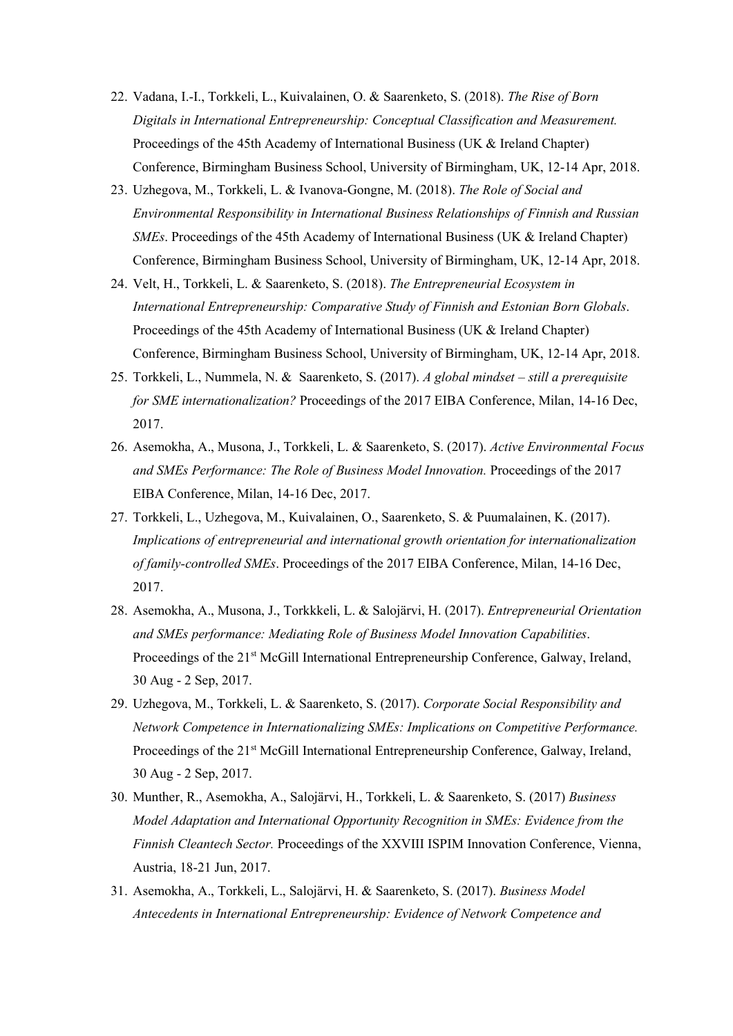22. Vadana, I.-I., Torkkeli, L., Kuivalainen, O. & Saarenketo, S. (2018). *The Rise of Born Digitals in International Entrepreneurship: Conceptual Classification and Measurement.* Proceedings of the 45th Academy of International Business (UK & Ireland Chapter) Conference, Birmingham Business School, University of Birmingham, UK, 12-14 Apr, 2018.
23. Uzhegova, M., Torkkeli, L. & Ivanova-Gongne, M. (2018). *The Role of Social and Environmental Responsibility in International Business Relationships of Finnish and Russian SMEs*. Proceedings of the 45th Academy of International Business (UK & Ireland Chapter) Conference, Birmingham Business School, University of Birmingham, UK, 12-14 Apr, 2018.
24. Velt, H., Torkkeli, L. & Saarenketo, S. (2018). *The Entrepreneurial Ecosystem in International Entrepreneurship: Comparative Study of Finnish and Estonian Born Globals*. Proceedings of the 45th Academy of International Business (UK & Ireland Chapter) Conference, Birmingham Business School, University of Birmingham, UK, 12-14 Apr, 2018.
25. Torkkeli, L., Nummela, N. & Saarenketo, S. (2017). *A global mindset – still a prerequisite for SME internationalization?* Proceedings of the 2017 EIBA Conference, Milan, 14-16 Dec, 2017.
26. Asemokha, A., Musona, J., Torkkeli, L. & Saarenketo, S. (2017). *Active Environmental Focus and SMEs Performance: The Role of Business Model Innovation.* Proceedings of the 2017 EIBA Conference, Milan, 14-16 Dec, 2017.
27. Torkkeli, L., Uzhegova, M., Kuivalainen, O., Saarenketo, S. & Puumalainen, K. (2017). *Implications of entrepreneurial and international growth orientation for internationalization of family-controlled SMEs*. Proceedings of the 2017 EIBA Conference, Milan, 14-16 Dec, 2017.
28. Asemokha, A., Musona, J., Torkkkeli, L. & Salojärvi, H. (2017). *Entrepreneurial Orientation and SMEs performance: Mediating Role of Business Model Innovation Capabilities*. Proceedings of the 21st McGill International Entrepreneurship Conference, Galway, Ireland, 30 Aug - 2 Sep, 2017.
29. Uzhegova, M., Torkkeli, L. & Saarenketo, S. (2017). *Corporate Social Responsibility and Network Competence in Internationalizing SMEs: Implications on Competitive Performance.* Proceedings of the 21st McGill International Entrepreneurship Conference, Galway, Ireland, 30 Aug - 2 Sep, 2017.
30. Munther, R., Asemokha, A., Salojärvi, H., Torkkeli, L. & Saarenketo, S. (2017) *Business Model Adaptation and International Opportunity Recognition in SMEs: Evidence from the Finnish Cleantech Sector.* Proceedings of the XXVIII ISPIM Innovation Conference, Vienna, Austria, 18-21 Jun, 2017.
31. Asemokha, A., Torkkeli, L., Salojärvi, H. & Saarenketo, S. (2017). *Business Model Antecedents in International Entrepreneurship: Evidence of Network Competence and*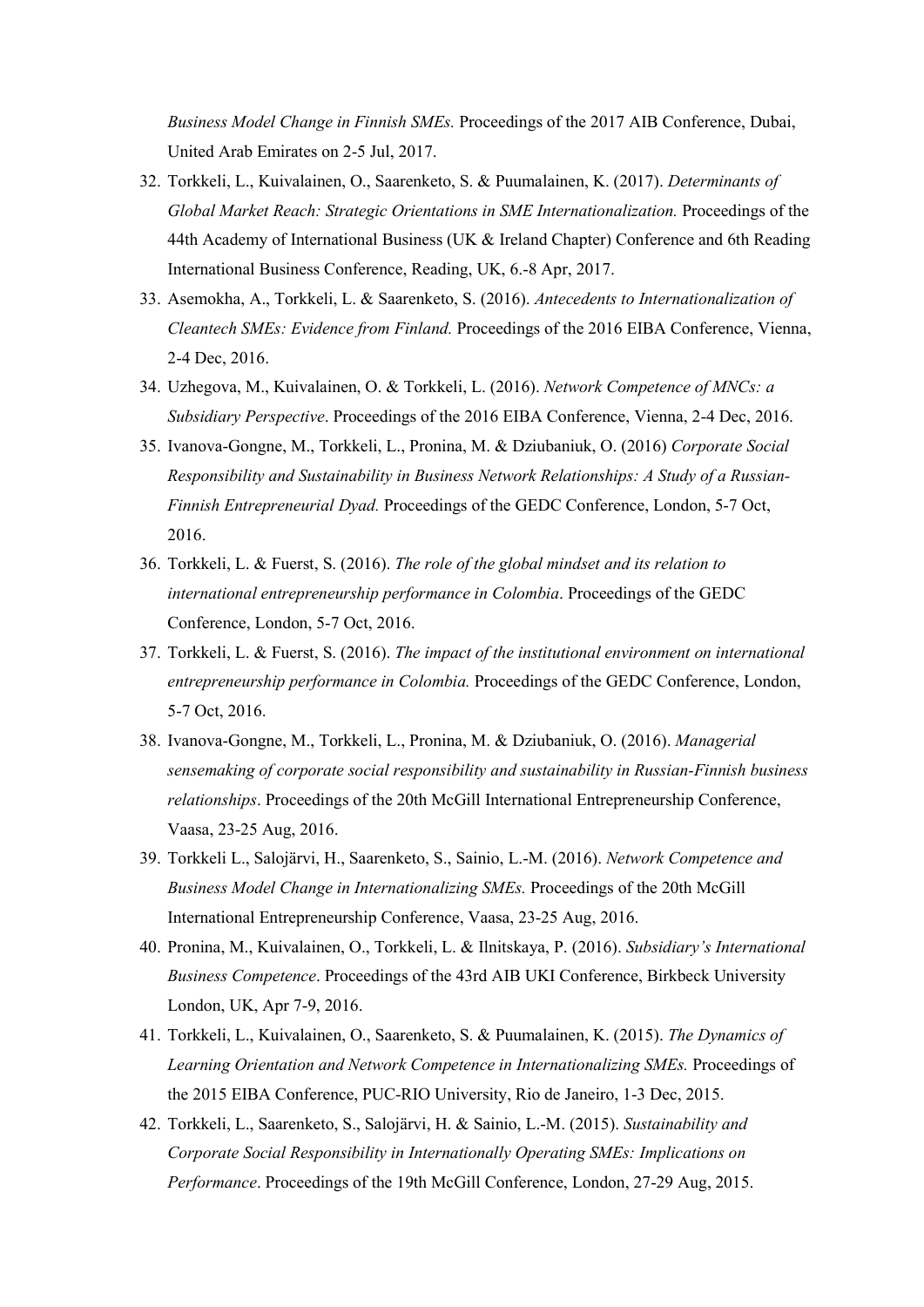*Business Model Change in Finnish SMEs.* Proceedings of the 2017 AIB Conference, Dubai, United Arab Emirates on 2-5 Jul, 2017.

32. Torkkeli, L., Kuivalainen, O., Saarenketo, S. & Puumalainen, K. (2017). *Determinants of Global Market Reach: Strategic Orientations in SME Internationalization.* Proceedings of the 44th Academy of International Business (UK & Ireland Chapter) Conference and 6th Reading International Business Conference, Reading, UK, 6.-8 Apr, 2017.
33. Asemokha, A., Torkkeli, L. & Saarenketo, S. (2016). *Antecedents to Internationalization of Cleantech SMEs: Evidence from Finland.* Proceedings of the 2016 EIBA Conference, Vienna, 2-4 Dec, 2016.
34. Uzhegova, M., Kuivalainen, O. & Torkkeli, L. (2016). *Network Competence of MNCs: a Subsidiary Perspective*. Proceedings of the 2016 EIBA Conference, Vienna, 2-4 Dec, 2016.
35. Ivanova-Gongne, M., Torkkeli, L., Pronina, M. & Dziubaniuk, O. (2016) *Corporate Social Responsibility and Sustainability in Business Network Relationships: A Study of a Russian-Finnish Entrepreneurial Dyad.* Proceedings of the GEDC Conference, London, 5-7 Oct, 2016.
36. Torkkeli, L. & Fuerst, S. (2016). *The role of the global mindset and its relation to international entrepreneurship performance in Colombia*. Proceedings of the GEDC Conference, London, 5-7 Oct, 2016.
37. Torkkeli, L. & Fuerst, S. (2016). *The impact of the institutional environment on international entrepreneurship performance in Colombia.* Proceedings of the GEDC Conference, London, 5-7 Oct, 2016.
38. Ivanova-Gongne, M., Torkkeli, L., Pronina, M. & Dziubaniuk, O. (2016). *Managerial sensemaking of corporate social responsibility and sustainability in Russian-Finnish business relationships*. Proceedings of the 20th McGill International Entrepreneurship Conference, Vaasa, 23-25 Aug, 2016.
39. Torkkeli L., Salojärvi, H., Saarenketo, S., Sainio, L.-M. (2016). *Network Competence and Business Model Change in Internationalizing SMEs.* Proceedings of the 20th McGill International Entrepreneurship Conference, Vaasa, 23-25 Aug, 2016.
40. Pronina, M., Kuivalainen, O., Torkkeli, L. & Ilnitskaya, P. (2016). *Subsidiary's International Business Competence*. Proceedings of the 43rd AIB UKI Conference, Birkbeck University London, UK, Apr 7-9, 2016.
41. Torkkeli, L., Kuivalainen, O., Saarenketo, S. & Puumalainen, K. (2015). *The Dynamics of Learning Orientation and Network Competence in Internationalizing SMEs.* Proceedings of the 2015 EIBA Conference, PUC-RIO University, Rio de Janeiro, 1-3 Dec, 2015.
42. Torkkeli, L., Saarenketo, S., Salojärvi, H. & Sainio, L.-M. (2015). *Sustainability and Corporate Social Responsibility in Internationally Operating SMEs: Implications on Performance*. Proceedings of the 19th McGill Conference, London, 27-29 Aug, 2015.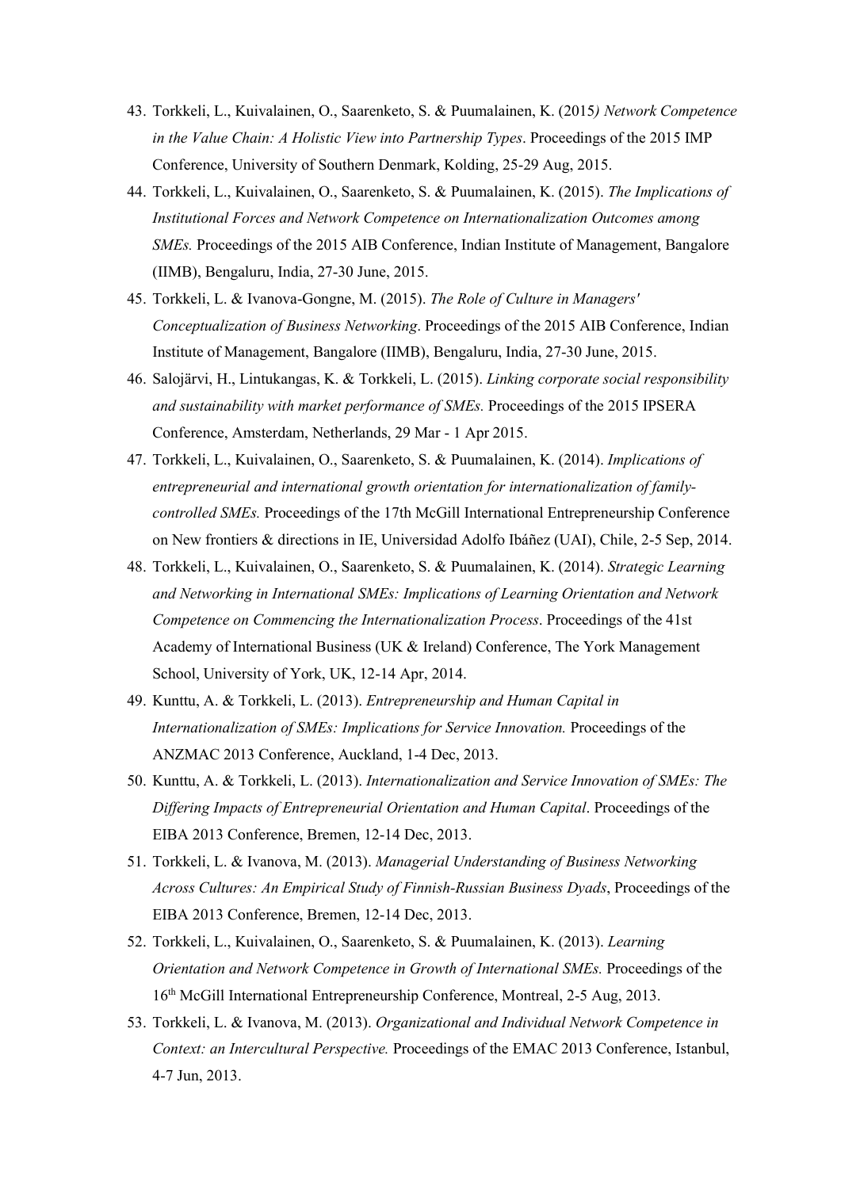43. Torkkeli, L., Kuivalainen, O., Saarenketo, S. & Puumalainen, K. (2015*) Network Competence in the Value Chain: A Holistic View into Partnership Types*. Proceedings of the 2015 IMP Conference, University of Southern Denmark, Kolding, 25-29 Aug, 2015.
44. Torkkeli, L., Kuivalainen, O., Saarenketo, S. & Puumalainen, K. (2015). *The Implications of Institutional Forces and Network Competence on Internationalization Outcomes among SMEs.* Proceedings of the 2015 AIB Conference, Indian Institute of Management, Bangalore (IIMB), Bengaluru, India, 27-30 June, 2015.
45. Torkkeli, L. & Ivanova-Gongne, M. (2015). *The Role of Culture in Managers' Conceptualization of Business Networking*. Proceedings of the 2015 AIB Conference, Indian Institute of Management, Bangalore (IIMB), Bengaluru, India, 27-30 June, 2015.
46. Salojärvi, H., Lintukangas, K. & Torkkeli, L. (2015). *Linking corporate social responsibility and sustainability with market performance of SMEs.* Proceedings of the 2015 IPSERA Conference, Amsterdam, Netherlands, 29 Mar - 1 Apr 2015.
47. Torkkeli, L., Kuivalainen, O., Saarenketo, S. & Puumalainen, K. (2014). *Implications of entrepreneurial and international growth orientation for internationalization of family-controlled SMEs.* Proceedings of the 17th McGill International Entrepreneurship Conference on New frontiers & directions in IE, Universidad Adolfo Ibáñez (UAI), Chile, 2-5 Sep, 2014.
48. Torkkeli, L., Kuivalainen, O., Saarenketo, S. & Puumalainen, K. (2014). *Strategic Learning and Networking in International SMEs: Implications of Learning Orientation and Network Competence on Commencing the Internationalization Process*. Proceedings of the 41st Academy of International Business (UK & Ireland) Conference, The York Management School, University of York, UK, 12-14 Apr, 2014.
49. Kunttu, A. & Torkkeli, L. (2013). *Entrepreneurship and Human Capital in Internationalization of SMEs: Implications for Service Innovation.* Proceedings of the ANZMAC 2013 Conference, Auckland, 1-4 Dec, 2013.
50. Kunttu, A. & Torkkeli, L. (2013). *Internationalization and Service Innovation of SMEs: The Differing Impacts of Entrepreneurial Orientation and Human Capital*. Proceedings of the EIBA 2013 Conference, Bremen, 12-14 Dec, 2013.
51. Torkkeli, L. & Ivanova, M. (2013). *Managerial Understanding of Business Networking Across Cultures: An Empirical Study of Finnish-Russian Business Dyads*, Proceedings of the EIBA 2013 Conference, Bremen, 12-14 Dec, 2013.
52. Torkkeli, L., Kuivalainen, O., Saarenketo, S. & Puumalainen, K. (2013). *Learning Orientation and Network Competence in Growth of International SMEs.* Proceedings of the 16th McGill International Entrepreneurship Conference, Montreal, 2-5 Aug, 2013.
53. Torkkeli, L. & Ivanova, M. (2013). *Organizational and Individual Network Competence in Context: an Intercultural Perspective.* Proceedings of the EMAC 2013 Conference, Istanbul, 4-7 Jun, 2013.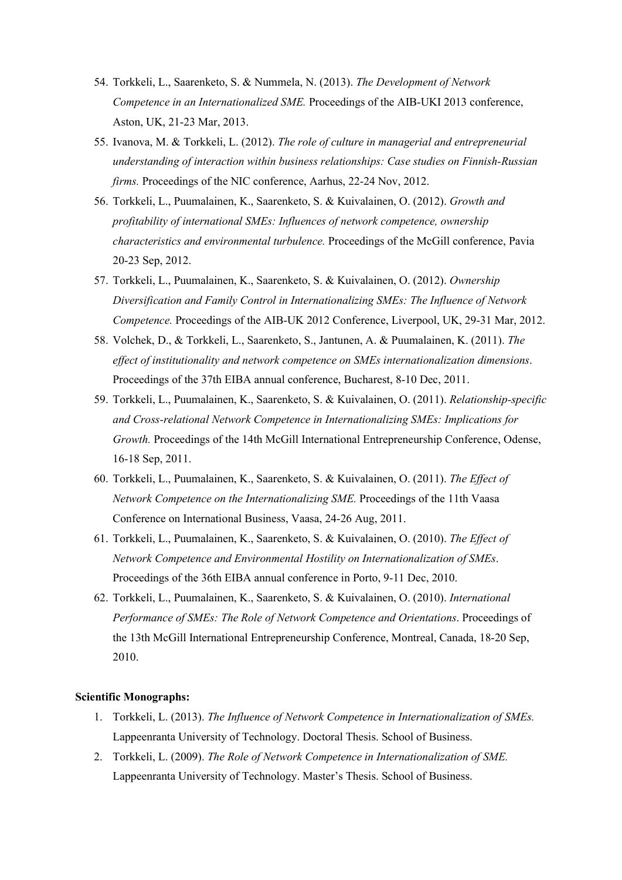54. Torkkeli, L., Saarenketo, S. & Nummela, N. (2013). *The Development of Network Competence in an Internationalized SME.* Proceedings of the AIB-UKI 2013 conference, Aston, UK, 21-23 Mar, 2013.
55. Ivanova, M. & Torkkeli, L. (2012). *The role of culture in managerial and entrepreneurial understanding of interaction within business relationships: Case studies on Finnish-Russian firms.* Proceedings of the NIC conference, Aarhus, 22-24 Nov, 2012.
56. Torkkeli, L., Puumalainen, K., Saarenketo, S. & Kuivalainen, O. (2012). *Growth and profitability of international SMEs: Influences of network competence, ownership characteristics and environmental turbulence.* Proceedings of the McGill conference, Pavia 20-23 Sep, 2012.
57. Torkkeli, L., Puumalainen, K., Saarenketo, S. & Kuivalainen, O. (2012). *Ownership Diversification and Family Control in Internationalizing SMEs: The Influence of Network Competence.* Proceedings of the AIB-UK 2012 Conference, Liverpool, UK, 29-31 Mar, 2012.
58. Volchek, D., & Torkkeli, L., Saarenketo, S., Jantunen, A. & Puumalainen, K. (2011). *The effect of institutionality and network competence on SMEs internationalization dimensions*. Proceedings of the 37th EIBA annual conference, Bucharest, 8-10 Dec, 2011.
59. Torkkeli, L., Puumalainen, K., Saarenketo, S. & Kuivalainen, O. (2011). *Relationship-specific and Cross-relational Network Competence in Internationalizing SMEs: Implications for Growth.* Proceedings of the 14th McGill International Entrepreneurship Conference, Odense, 16-18 Sep, 2011.
60. Torkkeli, L., Puumalainen, K., Saarenketo, S. & Kuivalainen, O. (2011). *The Effect of Network Competence on the Internationalizing SME.* Proceedings of the 11th Vaasa Conference on International Business, Vaasa, 24-26 Aug, 2011.
61. Torkkeli, L., Puumalainen, K., Saarenketo, S. & Kuivalainen, O. (2010). *The Effect of Network Competence and Environmental Hostility on Internationalization of SMEs*. Proceedings of the 36th EIBA annual conference in Porto, 9-11 Dec, 2010.
62. Torkkeli, L., Puumalainen, K., Saarenketo, S. & Kuivalainen, O. (2010). *International Performance of SMEs: The Role of Network Competence and Orientations*. Proceedings of the 13th McGill International Entrepreneurship Conference, Montreal, Canada, 18-20 Sep, 2010.

**Scientific Monographs:**

1. Torkkeli, L. (2013). *The Influence of Network Competence in Internationalization of SMEs.* Lappeenranta University of Technology. Doctoral Thesis. School of Business.
2. Torkkeli, L. (2009). *The Role of Network Competence in Internationalization of SME.* Lappeenranta University of Technology. Master's Thesis. School of Business.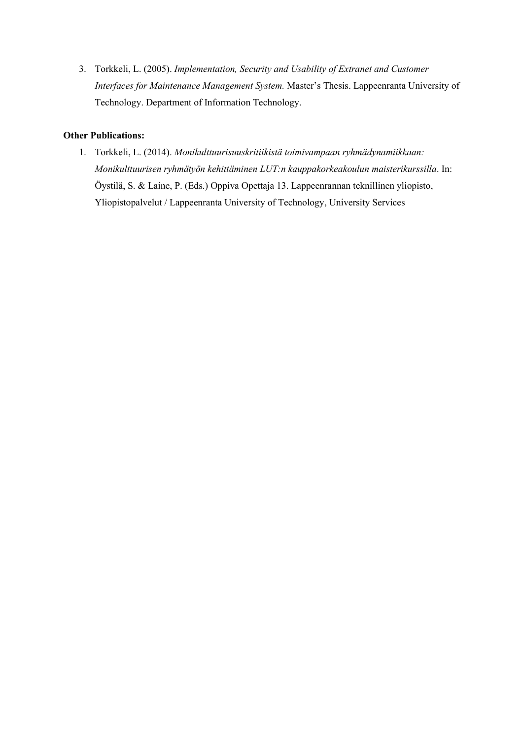3. Torkkeli, L. (2005). *Implementation, Security and Usability of Extranet and Customer Interfaces for Maintenance Management System.* Master's Thesis. Lappeenranta University of Technology. Department of Information Technology.

**Other Publications:**

1. Torkkeli, L. (2014). *Monikulttuurisuuskritiikistä toimivampaan ryhmädynamiikkaan: Monikulttuurisen ryhmätyön kehittäminen LUT:n kauppakorkeakoulun maisterikurssilla*. In: Öystilä, S. & Laine, P. (Eds.) Oppiva Opettaja 13. Lappeenrannan teknillinen yliopisto, Yliopistopalvelut / Lappeenranta University of Technology, University Services